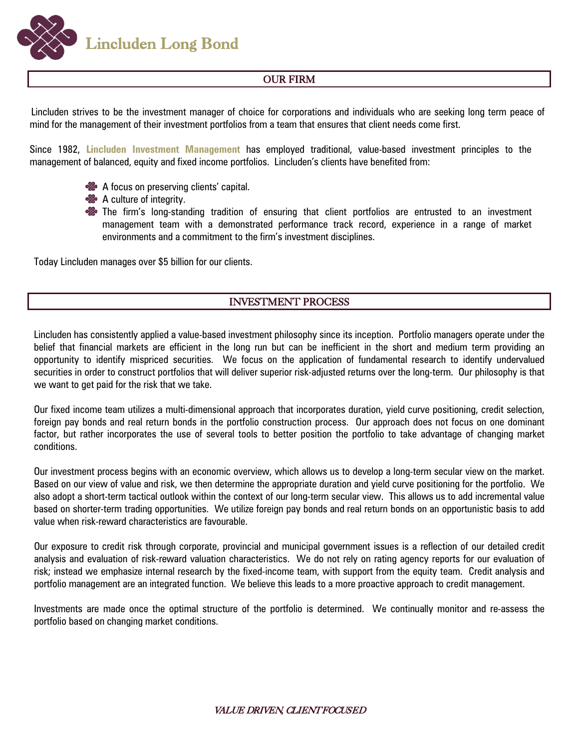# Lincluden Long Bond

## OUR FIRM

Lincluden strives to be the investment manager of choice for corporations and individuals who are seeking long term peace of mind for the management of their investment portfolios from a team that ensures that client needs come first.

Since 1982, **Lincluden Investment Management** has employed traditional, value-based investment principles to the management of balanced, equity and fixed income portfolios. Lincluden's clients have benefited from:

- A focus on preserving clients' capital.
- A culture of integrity.
- The firm's long-standing tradition of ensuring that client portfolios are entrusted to an investment management team with a demonstrated performance track record, experience in a range of market environments and a commitment to the firm's investment disciplines.

Today Lincluden manages over $5 billion for our clients.

## INVESTMENT PROCESS

Lincluden has consistently applied a value-based investment philosophy since its inception. Portfolio managers operate under the belief that financial markets are efficient in the long run but can be inefficient in the short and medium term providing an opportunity to identify mispriced securities. We focus on the application of fundamental research to identify undervalued securities in order to construct portfolios that will deliver superior risk-adjusted returns over the long-term. Our philosophy is that we want to get paid for the risk that we take.

Our fixed income team utilizes a multi-dimensional approach that incorporates duration, yield curve positioning, credit selection, foreign pay bonds and real return bonds in the portfolio construction process. Our approach does not focus on one dominant factor, but rather incorporates the use of several tools to better position the portfolio to take advantage of changing market conditions.

Our investment process begins with an economic overview, which allows us to develop a long-term secular view on the market. Based on our view of value and risk, we then determine the appropriate duration and yield curve positioning for the portfolio. We also adopt a short-term tactical outlook within the context of our long-term secular view. This allows us to add incremental value based on shorter-term trading opportunities. We utilize foreign pay bonds and real return bonds on an opportunistic basis to add value when risk-reward characteristics are favourable.

Our exposure to credit risk through corporate, provincial and municipal government issues is a reflection of our detailed credit analysis and evaluation of risk-reward valuation characteristics. We do not rely on rating agency reports for our evaluation of risk; instead we emphasize internal research by the fixed-income team, with support from the equity team. Credit analysis and portfolio management are an integrated function. We believe this leads to a more proactive approach to credit management.

Investments are made once the optimal structure of the portfolio is determined. We continually monitor and re-assess the portfolio based on changing market conditions.

*VALUE DRIVEN, CLIENT FOCUSED*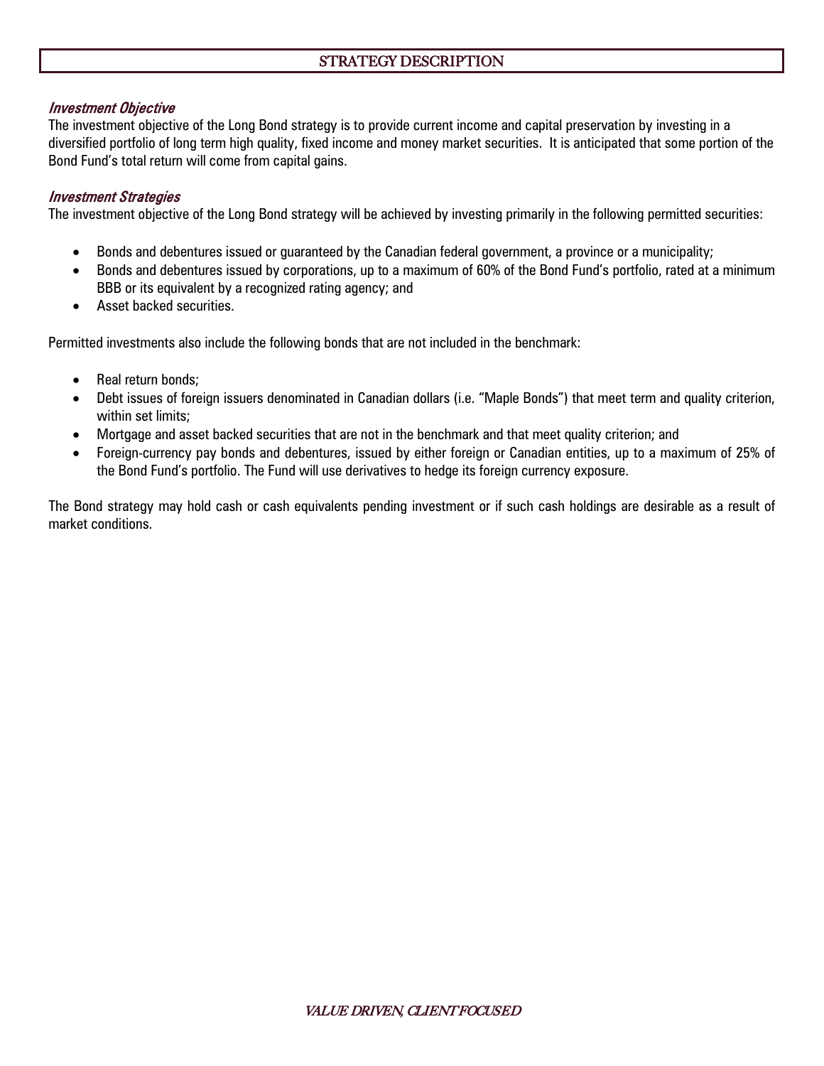## STRATEGY DESCRIPTION

### *Investment Objective*

The investment objective of the Long Bond strategy is to provide current income and capital preservation by investing in a diversified portfolio of long term high quality, fixed income and money market securities. It is anticipated that some portion of the Bond Fund's total return will come from capital gains.

### *Investment Strategies*

The investment objective of the Long Bond strategy will be achieved by investing primarily in the following permitted securities:

- Bonds and debentures issued or guaranteed by the Canadian federal government, a province or a municipality;
- Bonds and debentures issued by corporations, up to a maximum of 60% of the Bond Fund's portfolio, rated at a minimum BBB or its equivalent by a recognized rating agency; and
- Asset backed securities.

Permitted investments also include the following bonds that are not included in the benchmark:

- Real return bonds;
- Debt issues of foreign issuers denominated in Canadian dollars (i.e. "Maple Bonds") that meet term and quality criterion, within set limits;
- Mortgage and asset backed securities that are not in the benchmark and that meet quality criterion; and
- Foreign-currency pay bonds and debentures, issued by either foreign or Canadian entities, up to a maximum of 25% of the Bond Fund's portfolio. The Fund will use derivatives to hedge its foreign currency exposure.

The Bond strategy may hold cash or cash equivalents pending investment or if such cash holdings are desirable as a result of market conditions.